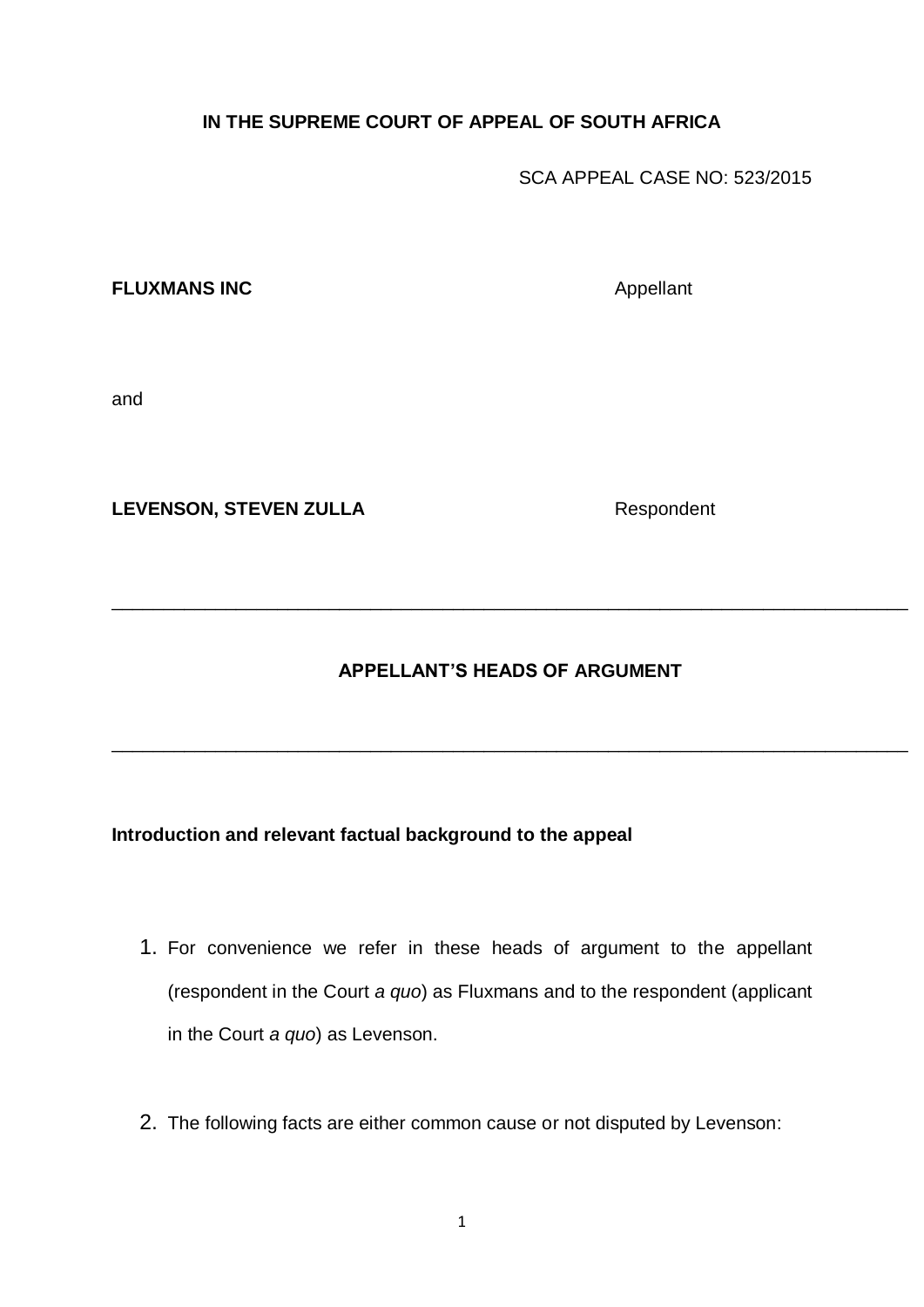**IN THE SUPREME COURT OF APPEAL OF SOUTH AFRICA**

SCA APPEAL CASE NO: 523/2015

**FLUXMANS INC** — Appellant

and

**LEVENSON, STEVEN ZULLA** — Respondent

---

**APPELLANT'S HEADS OF ARGUMENT**

---

**Introduction and relevant factual background to the appeal**

1. For convenience we refer in these heads of argument to the appellant (respondent in the Court *a quo*) as Fluxmans and to the respondent (applicant in the Court *a quo*) as Levenson.

2. The following facts are either common cause or not disputed by Levenson: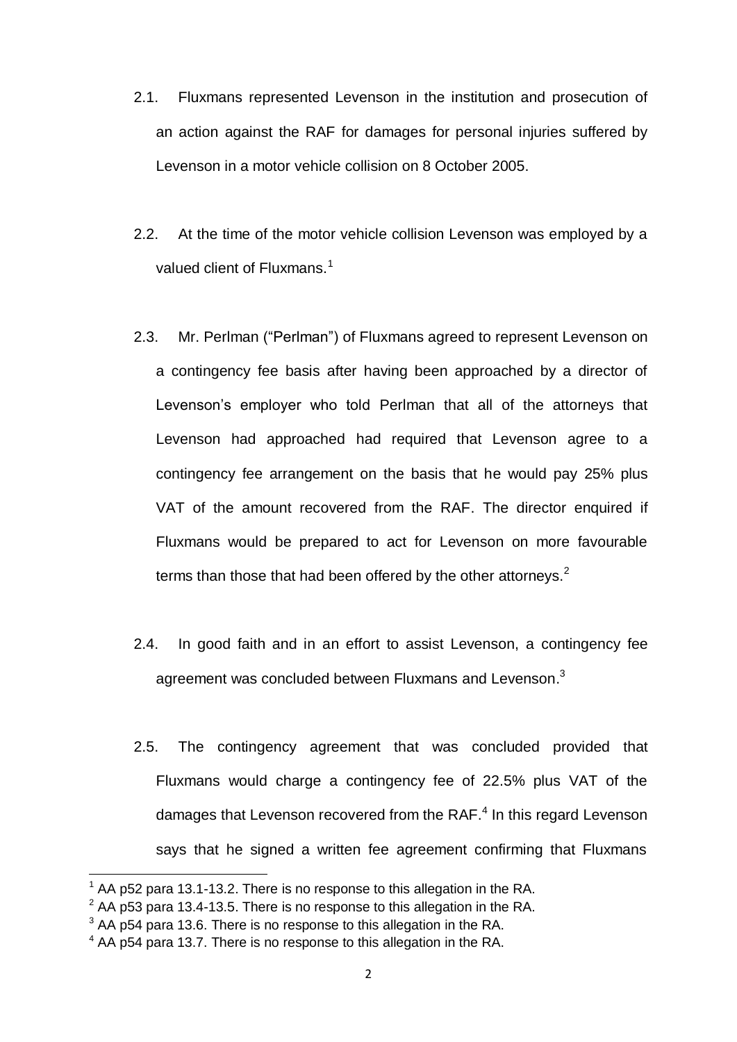2.1. Fluxmans represented Levenson in the institution and prosecution of an action against the RAF for damages for personal injuries suffered by Levenson in a motor vehicle collision on 8 October 2005.

2.2. At the time of the motor vehicle collision Levenson was employed by a valued client of Fluxmans.[1]

2.3. Mr. Perlman ("Perlman") of Fluxmans agreed to represent Levenson on a contingency fee basis after having been approached by a director of Levenson's employer who told Perlman that all of the attorneys that Levenson had approached had required that Levenson agree to a contingency fee arrangement on the basis that he would pay 25% plus VAT of the amount recovered from the RAF. The director enquired if Fluxmans would be prepared to act for Levenson on more favourable terms than those that had been offered by the other attorneys.[2]

2.4. In good faith and in an effort to assist Levenson, a contingency fee agreement was concluded between Fluxmans and Levenson.[3]

2.5. The contingency agreement that was concluded provided that Fluxmans would charge a contingency fee of 22.5% plus VAT of the damages that Levenson recovered from the RAF.[4] In this regard Levenson says that he signed a written fee agreement confirming that Fluxmans

---

[1] AA p52 para 13.1-13.2. There is no response to this allegation in the RA.

[2] AA p53 para 13.4-13.5. There is no response to this allegation in the RA.

[3] AA p54 para 13.6. There is no response to this allegation in the RA.

[4] AA p54 para 13.7. There is no response to this allegation in the RA.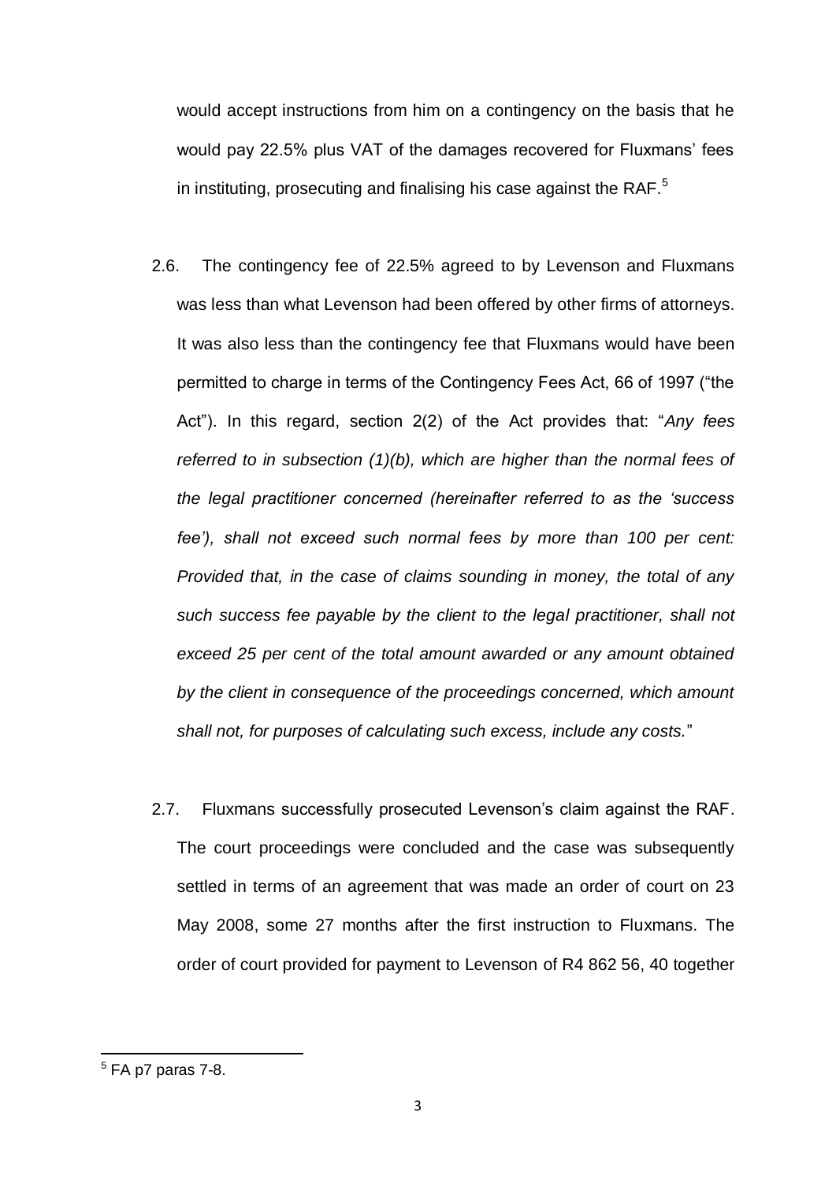would accept instructions from him on a contingency on the basis that he would pay 22.5% plus VAT of the damages recovered for Fluxmans' fees in instituting, prosecuting and finalising his case against the RAF.[5]

2.6. The contingency fee of 22.5% agreed to by Levenson and Fluxmans was less than what Levenson had been offered by other firms of attorneys. It was also less than the contingency fee that Fluxmans would have been permitted to charge in terms of the Contingency Fees Act, 66 of 1997 ("the Act"). In this regard, section 2(2) of the Act provides that: "*Any fees referred to in subsection (1)(b), which are higher than the normal fees of the legal practitioner concerned (hereinafter referred to as the 'success fee'), shall not exceed such normal fees by more than 100 per cent: Provided that, in the case of claims sounding in money, the total of any such success fee payable by the client to the legal practitioner, shall not exceed 25 per cent of the total amount awarded or any amount obtained by the client in consequence of the proceedings concerned, which amount shall not, for purposes of calculating such excess, include any costs.*"

2.7. Fluxmans successfully prosecuted Levenson's claim against the RAF. The court proceedings were concluded and the case was subsequently settled in terms of an agreement that was made an order of court on 23 May 2008, some 27 months after the first instruction to Fluxmans. The order of court provided for payment to Levenson of R4 862 56, 40 together

---

[5] FA p7 paras 7-8.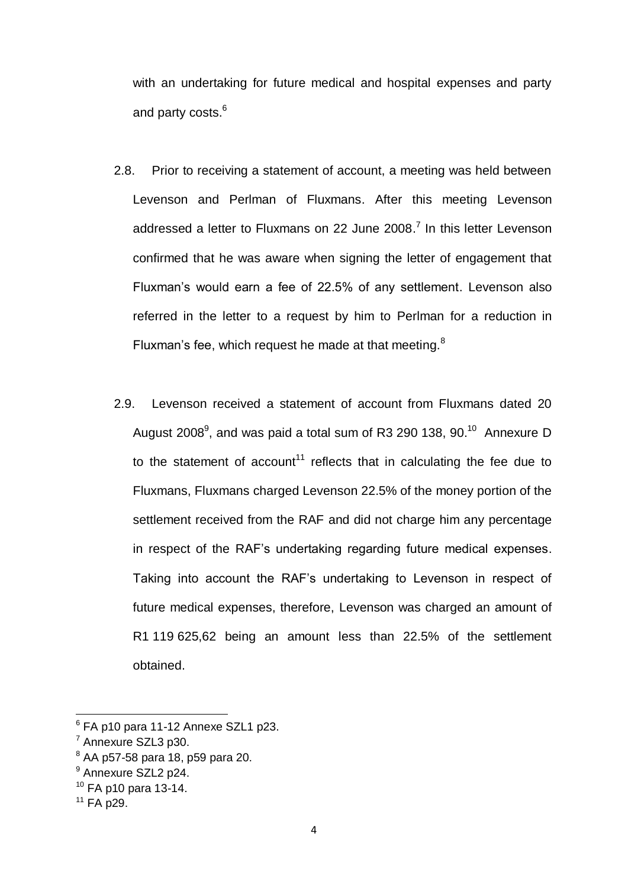with an undertaking for future medical and hospital expenses and party and party costs.[6]

2.8. Prior to receiving a statement of account, a meeting was held between Levenson and Perlman of Fluxmans. After this meeting Levenson addressed a letter to Fluxmans on 22 June 2008.[7] In this letter Levenson confirmed that he was aware when signing the letter of engagement that Fluxman's would earn a fee of 22.5% of any settlement. Levenson also referred in the letter to a request by him to Perlman for a reduction in Fluxman's fee, which request he made at that meeting.[8]

2.9. Levenson received a statement of account from Fluxmans dated 20 August 2008[9], and was paid a total sum of R3 290 138, 90.[10] Annexure D to the statement of account[11] reflects that in calculating the fee due to Fluxmans, Fluxmans charged Levenson 22.5% of the money portion of the settlement received from the RAF and did not charge him any percentage in respect of the RAF's undertaking regarding future medical expenses. Taking into account the RAF's undertaking to Levenson in respect of future medical expenses, therefore, Levenson was charged an amount of R1 119 625,62 being an amount less than 22.5% of the settlement obtained.

---

[6] FA p10 para 11-12 Annexe SZL1 p23.

[7] Annexure SZL3 p30.

[8] AA p57-58 para 18, p59 para 20.

[9] Annexure SZL2 p24.

[10] FA p10 para 13-14.

[11] FA p29.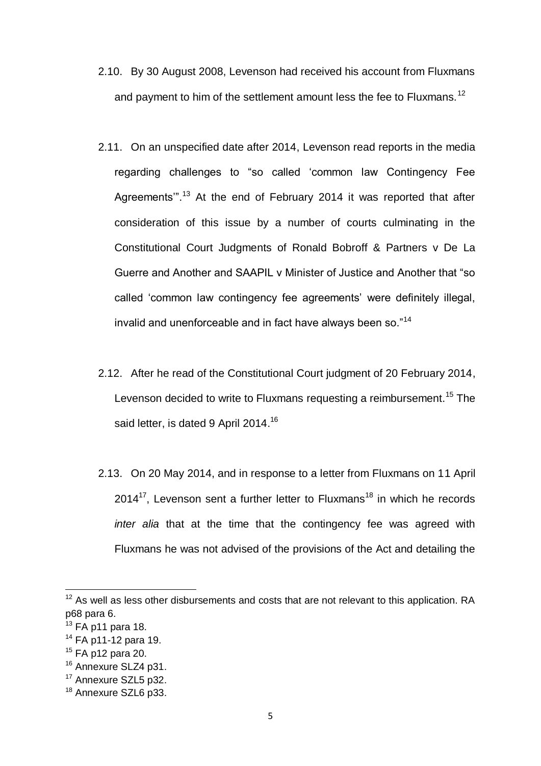2.10. By 30 August 2008, Levenson had received his account from Fluxmans and payment to him of the settlement amount less the fee to Fluxmans.[12]

2.11. On an unspecified date after 2014, Levenson read reports in the media regarding challenges to "so called 'common law Contingency Fee Agreements'".[13] At the end of February 2014 it was reported that after consideration of this issue by a number of courts culminating in the Constitutional Court Judgments of Ronald Bobroff & Partners v De La Guerre and Another and SAAPIL v Minister of Justice and Another that "so called 'common law contingency fee agreements' were definitely illegal, invalid and unenforceable and in fact have always been so."[14]

2.12. After he read of the Constitutional Court judgment of 20 February 2014, Levenson decided to write to Fluxmans requesting a reimbursement.[15] The said letter, is dated 9 April 2014.[16]

2.13. On 20 May 2014, and in response to a letter from Fluxmans on 11 April 2014[17], Levenson sent a further letter to Fluxmans[18] in which he records *inter alia* that at the time that the contingency fee was agreed with Fluxmans he was not advised of the provisions of the Act and detailing the

---

[12] As well as less other disbursements and costs that are not relevant to this application. RA p68 para 6.

[13] FA p11 para 18.

[14] FA p11-12 para 19.

[15] FA p12 para 20.

[16] Annexure SLZ4 p31.

[17] Annexure SZL5 p32.

[18] Annexure SZL6 p33.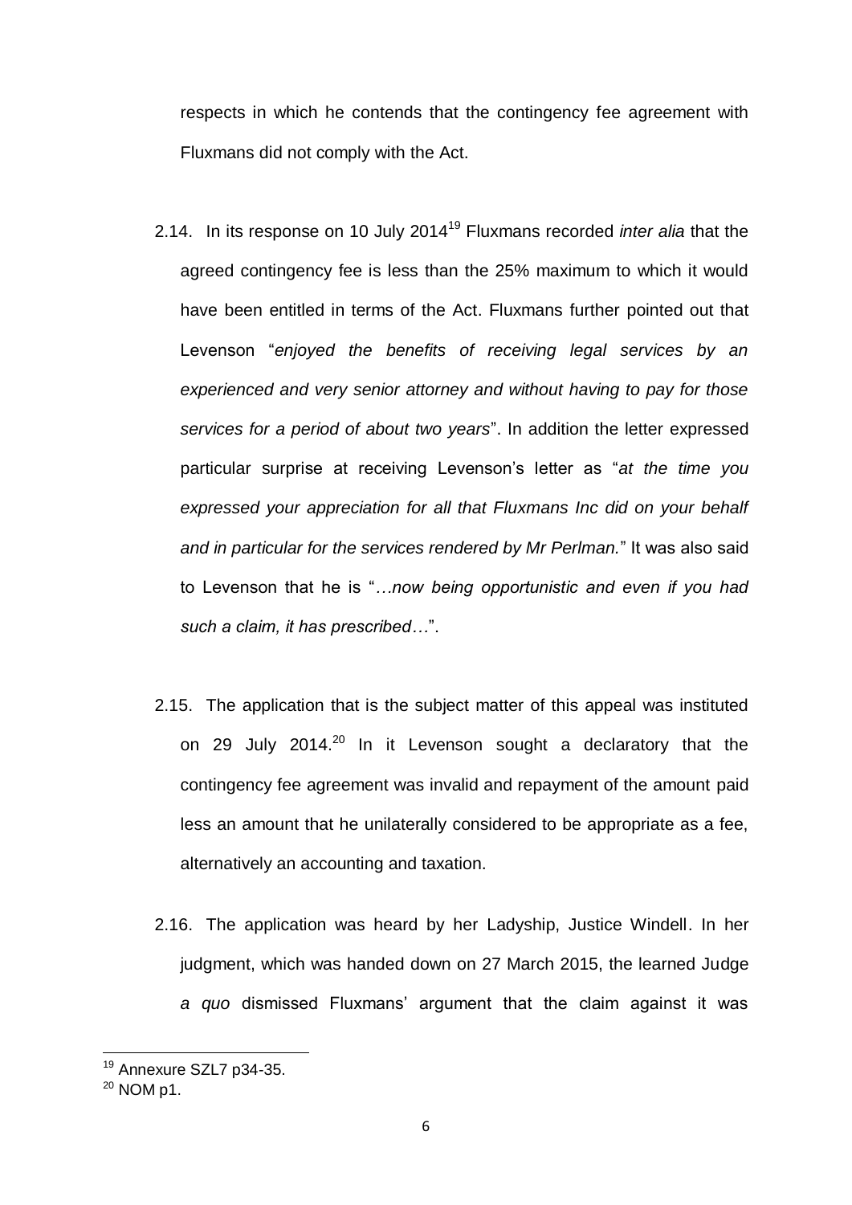respects in which he contends that the contingency fee agreement with Fluxmans did not comply with the Act.

2.14. In its response on 10 July 2014[19] Fluxmans recorded *inter alia* that the agreed contingency fee is less than the 25% maximum to which it would have been entitled in terms of the Act. Fluxmans further pointed out that Levenson "*enjoyed the benefits of receiving legal services by an experienced and very senior attorney and without having to pay for those services for a period of about two years*". In addition the letter expressed particular surprise at receiving Levenson's letter as "*at the time you expressed your appreciation for all that Fluxmans Inc did on your behalf and in particular for the services rendered by Mr Perlman.*" It was also said to Levenson that he is "*…now being opportunistic and even if you had such a claim, it has prescribed…*".

2.15. The application that is the subject matter of this appeal was instituted on 29 July 2014.[20] In it Levenson sought a declaratory that the contingency fee agreement was invalid and repayment of the amount paid less an amount that he unilaterally considered to be appropriate as a fee, alternatively an accounting and taxation.

2.16. The application was heard by her Ladyship, Justice Windell. In her judgment, which was handed down on 27 March 2015, the learned Judge *a quo* dismissed Fluxmans' argument that the claim against it was

[19] Annexure SZL7 p34-35.

[20] NOM p1.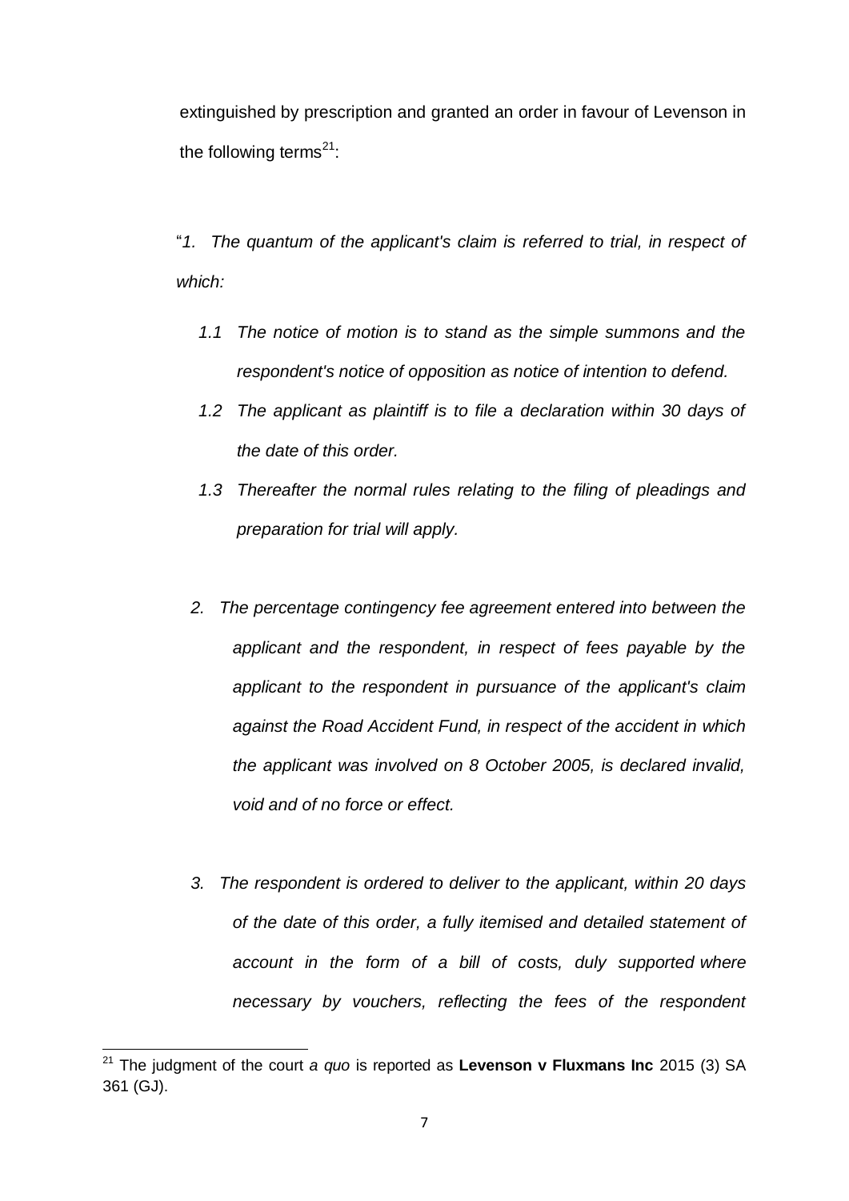extinguished by prescription and granted an order in favour of Levenson in the following terms[21]:

"*1. The quantum of the applicant's claim is referred to trial, in respect of which:*

*1.1 The notice of motion is to stand as the simple summons and the respondent's notice of opposition as notice of intention to defend.*

*1.2 The applicant as plaintiff is to file a declaration within 30 days of the date of this order.*

*1.3 Thereafter the normal rules relating to the filing of pleadings and preparation for trial will apply.*

*2. The percentage contingency fee agreement entered into between the applicant and the respondent, in respect of fees payable by the applicant to the respondent in pursuance of the applicant's claim against the Road Accident Fund, in respect of the accident in which the applicant was involved on 8 October 2005, is declared invalid, void and of no force or effect.*

*3. The respondent is ordered to deliver to the applicant, within 20 days of the date of this order, a fully itemised and detailed statement of account in the form of a bill of costs, duly supported where necessary by vouchers, reflecting the fees of the respondent*

---

[21] The judgment of the court *a quo* is reported as **Levenson v Fluxmans Inc** 2015 (3) SA 361 (GJ).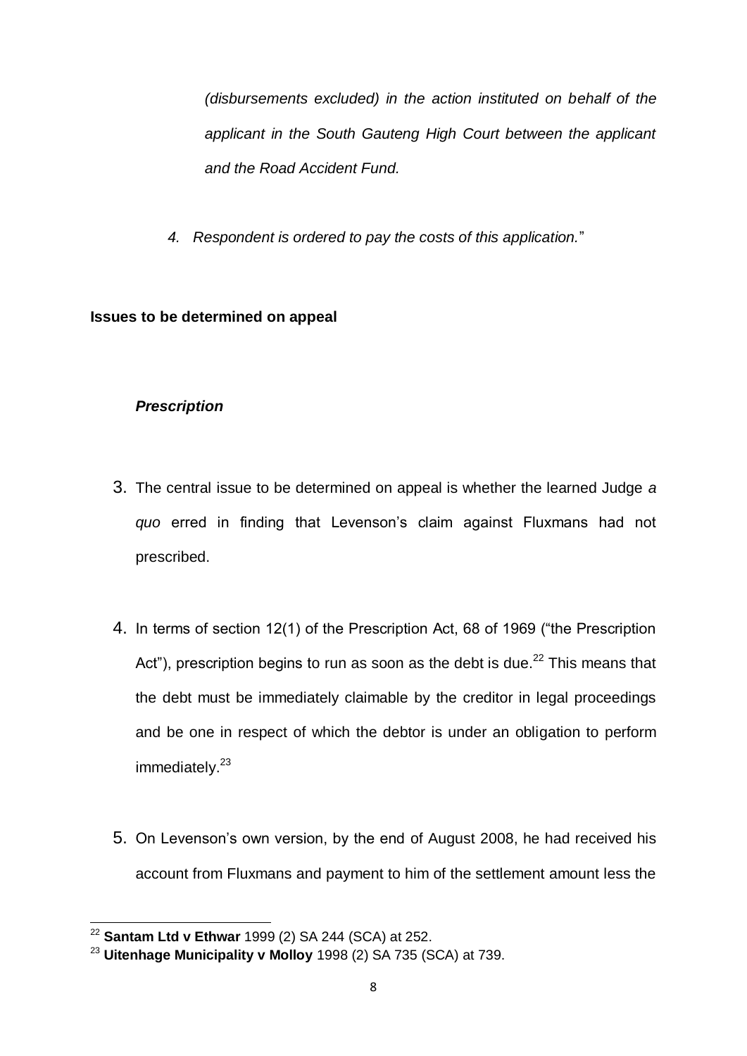*(disbursements excluded) in the action instituted on behalf of the applicant in the South Gauteng High Court between the applicant and the Road Accident Fund.*

*4. Respondent is ordered to pay the costs of this application.*"

**Issues to be determined on appeal**

***Prescription***

3. The central issue to be determined on appeal is whether the learned Judge *a quo* erred in finding that Levenson's claim against Fluxmans had not prescribed.

4. In terms of section 12(1) of the Prescription Act, 68 of 1969 ("the Prescription Act"), prescription begins to run as soon as the debt is due.[22] This means that the debt must be immediately claimable by the creditor in legal proceedings and be one in respect of which the debtor is under an obligation to perform immediately.[23]

5. On Levenson's own version, by the end of August 2008, he had received his account from Fluxmans and payment to him of the settlement amount less the

---

[22] **Santam Ltd v Ethwar** 1999 (2) SA 244 (SCA) at 252.

[23] **Uitenhage Municipality v Molloy** 1998 (2) SA 735 (SCA) at 739.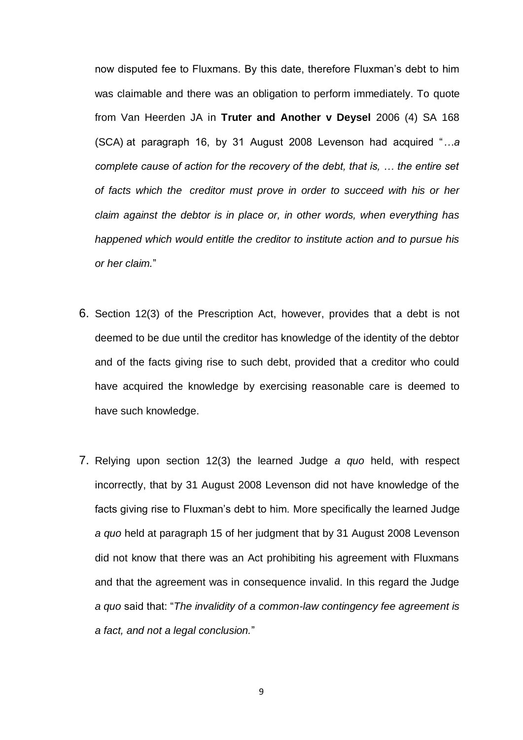now disputed fee to Fluxmans. By this date, therefore Fluxman's debt to him was claimable and there was an obligation to perform immediately. To quote from Van Heerden JA in **Truter and Another v Deysel** 2006 (4) SA 168 (SCA) at paragraph 16, by 31 August 2008 Levenson had acquired "*…a complete cause of action for the recovery of the debt, that is, … the entire set of facts which the creditor must prove in order to succeed with his or her claim against the debtor is in place or, in other words, when everything has happened which would entitle the creditor to institute action and to pursue his or her claim.*"

6. Section 12(3) of the Prescription Act, however, provides that a debt is not deemed to be due until the creditor has knowledge of the identity of the debtor and of the facts giving rise to such debt, provided that a creditor who could have acquired the knowledge by exercising reasonable care is deemed to have such knowledge.

7. Relying upon section 12(3) the learned Judge *a quo* held, with respect incorrectly, that by 31 August 2008 Levenson did not have knowledge of the facts giving rise to Fluxman's debt to him. More specifically the learned Judge *a quo* held at paragraph 15 of her judgment that by 31 August 2008 Levenson did not know that there was an Act prohibiting his agreement with Fluxmans and that the agreement was in consequence invalid. In this regard the Judge *a quo* said that: "*The invalidity of a common-law contingency fee agreement is a fact, and not a legal conclusion.*"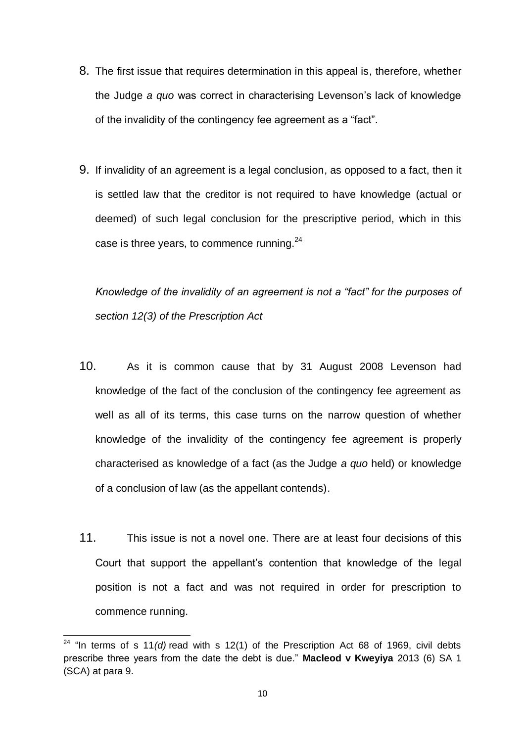8. The first issue that requires determination in this appeal is, therefore, whether the Judge *a quo* was correct in characterising Levenson's lack of knowledge of the invalidity of the contingency fee agreement as a "fact".

9. If invalidity of an agreement is a legal conclusion, as opposed to a fact, then it is settled law that the creditor is not required to have knowledge (actual or deemed) of such legal conclusion for the prescriptive period, which in this case is three years, to commence running.[24]

*Knowledge of the invalidity of an agreement is not a "fact" for the purposes of section 12(3) of the Prescription Act*

10. As it is common cause that by 31 August 2008 Levenson had knowledge of the fact of the conclusion of the contingency fee agreement as well as all of its terms, this case turns on the narrow question of whether knowledge of the invalidity of the contingency fee agreement is properly characterised as knowledge of a fact (as the Judge *a quo* held) or knowledge of a conclusion of law (as the appellant contends).

11. This issue is not a novel one. There are at least four decisions of this Court that support the appellant's contention that knowledge of the legal position is not a fact and was not required in order for prescription to commence running.

---

[24] "In terms of s 11*(d)* read with s 12(1) of the Prescription Act 68 of 1969, civil debts prescribe three years from the date the debt is due." **Macleod v Kweyiya** 2013 (6) SA 1 (SCA) at para 9.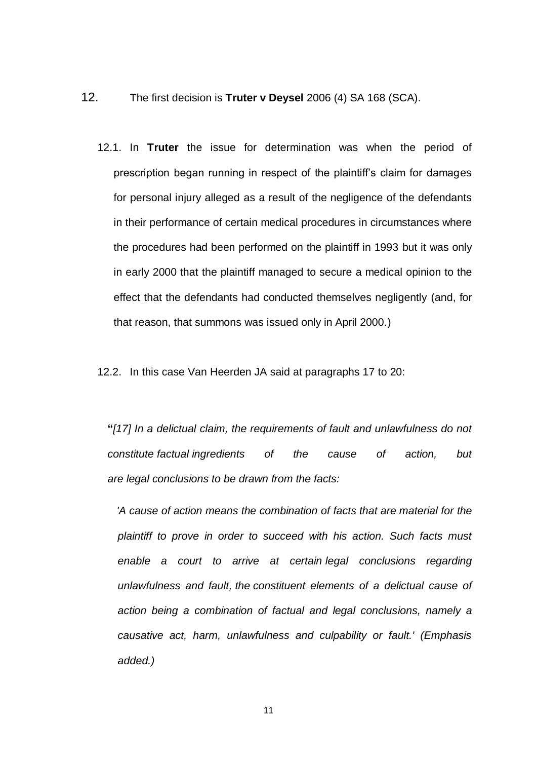12. The first decision is **Truter v Deysel** 2006 (4) SA 168 (SCA).

12.1. In **Truter** the issue for determination was when the period of prescription began running in respect of the plaintiff's claim for damages for personal injury alleged as a result of the negligence of the defendants in their performance of certain medical procedures in circumstances where the procedures had been performed on the plaintiff in 1993 but it was only in early 2000 that the plaintiff managed to secure a medical opinion to the effect that the defendants had conducted themselves negligently (and, for that reason, that summons was issued only in April 2000.)

12.2. In this case Van Heerden JA said at paragraphs 17 to 20:

**"***[17] In a delictual claim, the requirements of fault and unlawfulness do not constitute factual ingredients of the cause of action, but are legal conclusions to be drawn from the facts:*

> *'A cause of action means the combination of facts that are material for the plaintiff to prove in order to succeed with his action. Such facts must enable a court to arrive at certain legal conclusions regarding unlawfulness and fault, the constituent elements of a delictual cause of action being a combination of factual and legal conclusions, namely a causative act, harm, unlawfulness and culpability or fault.' (Emphasis added.)*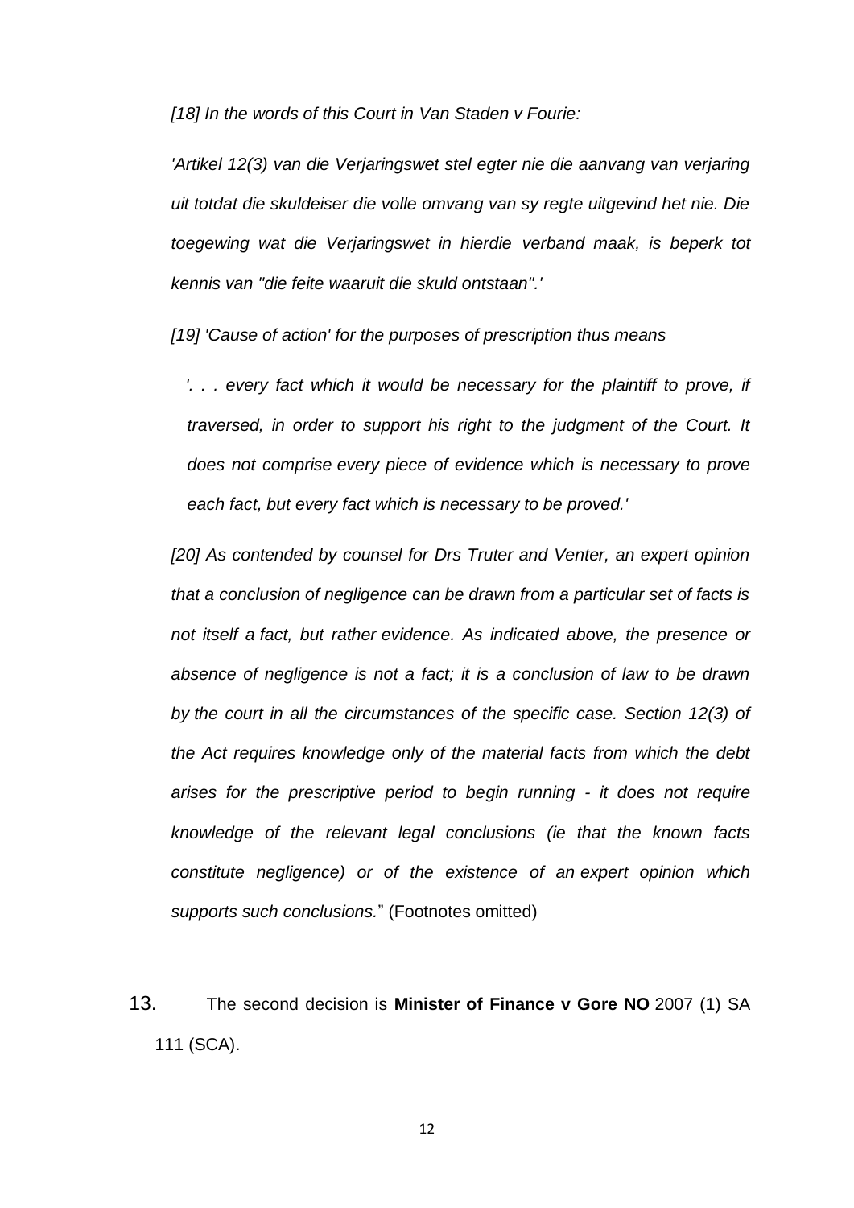*[18] In the words of this Court in Van Staden v Fourie:*

*'Artikel 12(3) van die Verjaringswet stel egter nie die aanvang van verjaring uit totdat die skuldeiser die volle omvang van sy regte uitgevind het nie. Die toegewing wat die Verjaringswet in hierdie verband maak, is beperk tot kennis van "die feite waaruit die skuld ontstaan".'*

*[19] 'Cause of action' for the purposes of prescription thus means*

> *'. . . every fact which it would be necessary for the plaintiff to prove, if traversed, in order to support his right to the judgment of the Court. It does not comprise every piece of evidence which is necessary to prove each fact, but every fact which is necessary to be proved.'*

*[20] As contended by counsel for Drs Truter and Venter, an expert opinion that a conclusion of negligence can be drawn from a particular set of facts is not itself a fact, but rather evidence. As indicated above, the presence or absence of negligence is not a fact; it is a conclusion of law to be drawn by the court in all the circumstances of the specific case. Section 12(3) of the Act requires knowledge only of the material facts from which the debt arises for the prescriptive period to begin running - it does not require knowledge of the relevant legal conclusions (ie that the known facts constitute negligence) or of the existence of an expert opinion which supports such conclusions.*" (Footnotes omitted)

13. The second decision is **Minister of Finance v Gore NO** 2007 (1) SA 111 (SCA).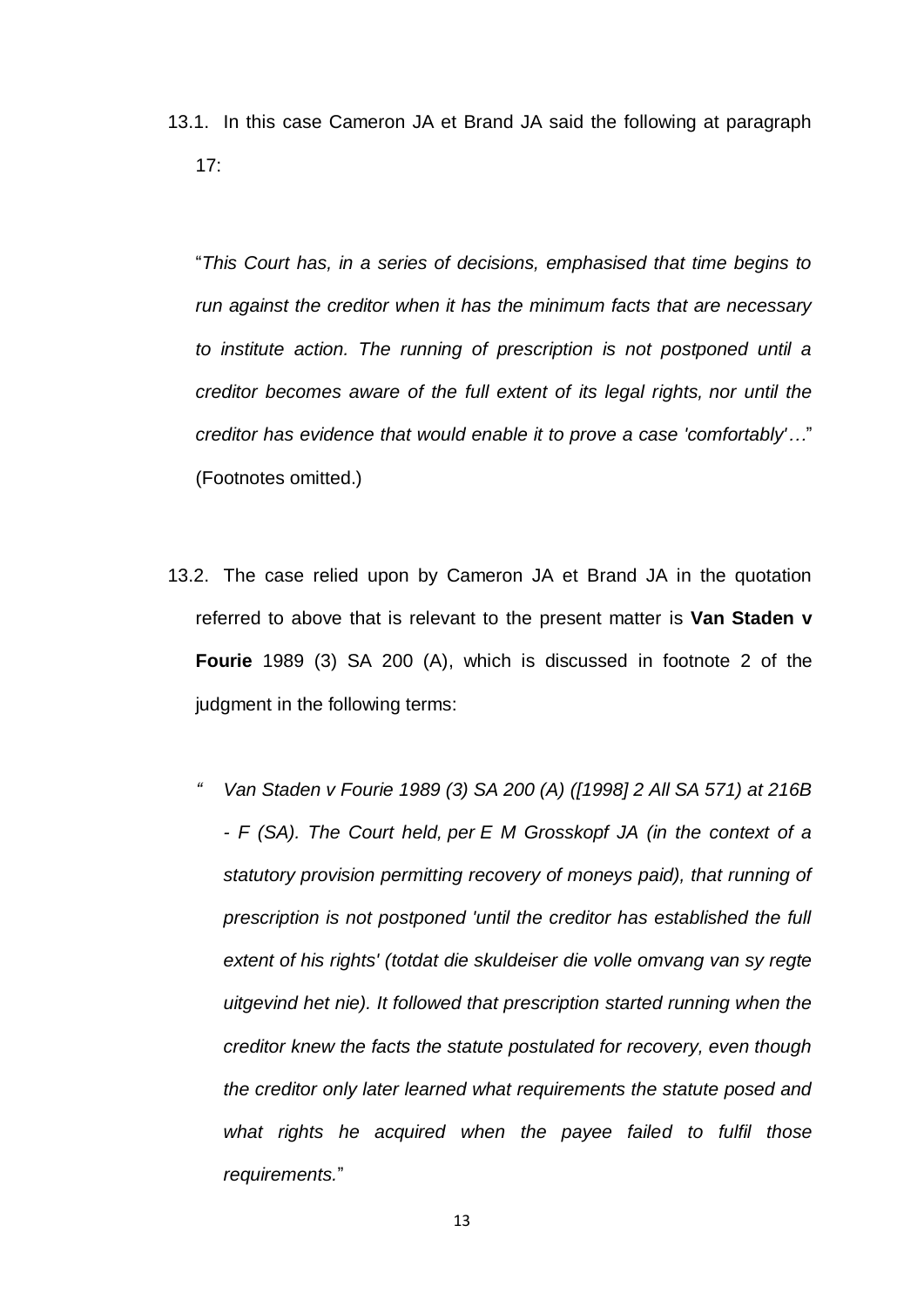13.1. In this case Cameron JA et Brand JA said the following at paragraph 17:

"*This Court has, in a series of decisions, emphasised that time begins to run against the creditor when it has the minimum facts that are necessary to institute action. The running of prescription is not postponed until a creditor becomes aware of the full extent of its legal rights, nor until the creditor has evidence that would enable it to prove a case 'comfortably'…*" (Footnotes omitted.)

13.2. The case relied upon by Cameron JA et Brand JA in the quotation referred to above that is relevant to the present matter is **Van Staden v Fourie** 1989 (3) SA 200 (A), which is discussed in footnote 2 of the judgment in the following terms:

> *" Van Staden v Fourie 1989 (3) SA 200 (A) ([1998] 2 All SA 571) at 216B - F (SA). The Court held, per E M Grosskopf JA (in the context of a statutory provision permitting recovery of moneys paid), that running of prescription is not postponed 'until the creditor has established the full extent of his rights' (totdat die skuldeiser die volle omvang van sy regte uitgevind het nie). It followed that prescription started running when the creditor knew the facts the statute postulated for recovery, even though the creditor only later learned what requirements the statute posed and what rights he acquired when the payee failed to fulfil those requirements.*"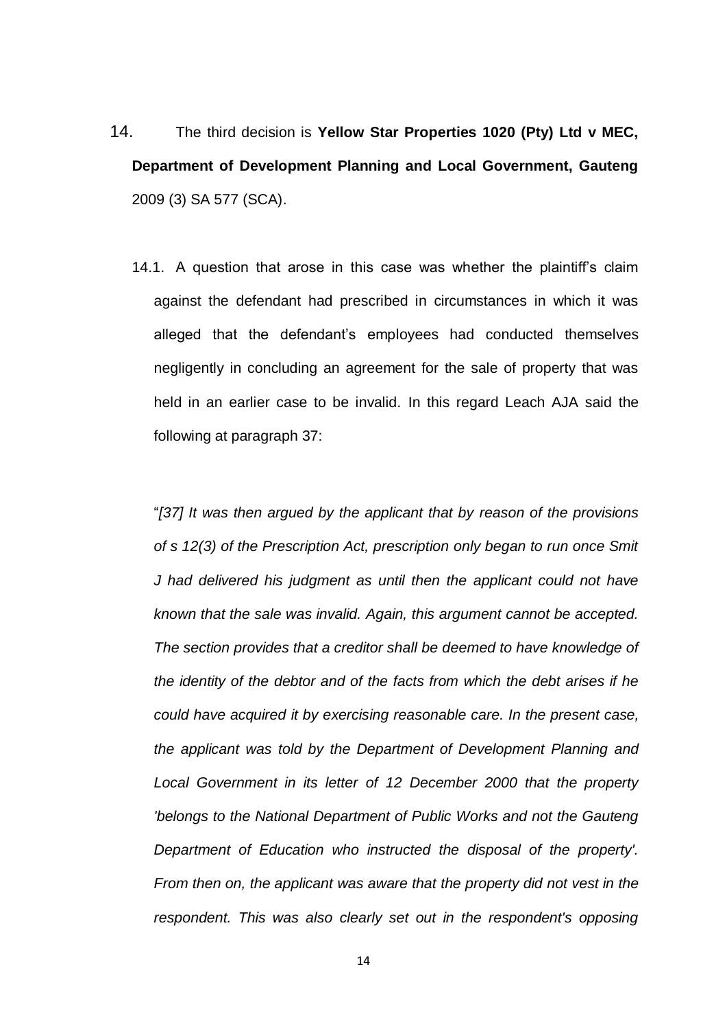14. The third decision is **Yellow Star Properties 1020 (Pty) Ltd v MEC, Department of Development Planning and Local Government, Gauteng** 2009 (3) SA 577 (SCA).

14.1. A question that arose in this case was whether the plaintiff's claim against the defendant had prescribed in circumstances in which it was alleged that the defendant's employees had conducted themselves negligently in concluding an agreement for the sale of property that was held in an earlier case to be invalid. In this regard Leach AJA said the following at paragraph 37:

"*[37] It was then argued by the applicant that by reason of the provisions of s 12(3) of the Prescription Act, prescription only began to run once Smit J had delivered his judgment as until then the applicant could not have known that the sale was invalid. Again, this argument cannot be accepted. The section provides that a creditor shall be deemed to have knowledge of the identity of the debtor and of the facts from which the debt arises if he could have acquired it by exercising reasonable care. In the present case, the applicant was told by the Department of Development Planning and Local Government in its letter of 12 December 2000 that the property 'belongs to the National Department of Public Works and not the Gauteng Department of Education who instructed the disposal of the property'. From then on, the applicant was aware that the property did not vest in the respondent. This was also clearly set out in the respondent's opposing*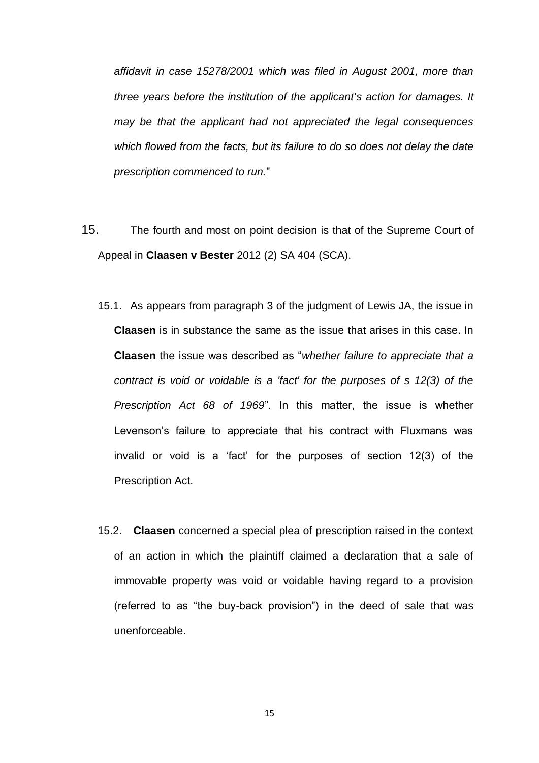*affidavit in case 15278/2001 which was filed in August 2001, more than three years before the institution of the applicant's action for damages. It may be that the applicant had not appreciated the legal consequences which flowed from the facts, but its failure to do so does not delay the date prescription commenced to run.*"

15. The fourth and most on point decision is that of the Supreme Court of Appeal in **Claasen v Bester** 2012 (2) SA 404 (SCA).

15.1. As appears from paragraph 3 of the judgment of Lewis JA, the issue in **Claasen** is in substance the same as the issue that arises in this case. In **Claasen** the issue was described as "*whether failure to appreciate that a contract is void or voidable is a 'fact' for the purposes of s 12(3) of the Prescription Act 68 of 1969*". In this matter, the issue is whether Levenson's failure to appreciate that his contract with Fluxmans was invalid or void is a 'fact' for the purposes of section 12(3) of the Prescription Act.

15.2. **Claasen** concerned a special plea of prescription raised in the context of an action in which the plaintiff claimed a declaration that a sale of immovable property was void or voidable having regard to a provision (referred to as "the buy-back provision") in the deed of sale that was unenforceable.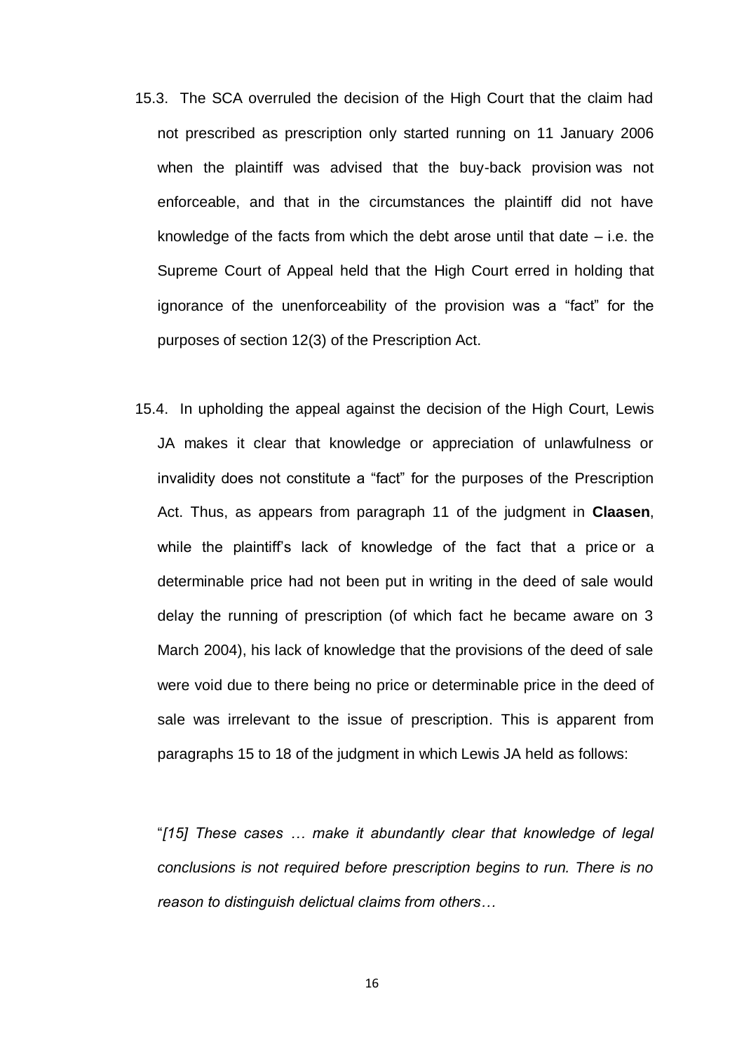15.3. The SCA overruled the decision of the High Court that the claim had not prescribed as prescription only started running on 11 January 2006 when the plaintiff was advised that the buy-back provision was not enforceable, and that in the circumstances the plaintiff did not have knowledge of the facts from which the debt arose until that date – i.e. the Supreme Court of Appeal held that the High Court erred in holding that ignorance of the unenforceability of the provision was a "fact" for the purposes of section 12(3) of the Prescription Act.

15.4. In upholding the appeal against the decision of the High Court, Lewis JA makes it clear that knowledge or appreciation of unlawfulness or invalidity does not constitute a "fact" for the purposes of the Prescription Act. Thus, as appears from paragraph 11 of the judgment in **Claasen**, while the plaintiff's lack of knowledge of the fact that a price or a determinable price had not been put in writing in the deed of sale would delay the running of prescription (of which fact he became aware on 3 March 2004), his lack of knowledge that the provisions of the deed of sale were void due to there being no price or determinable price in the deed of sale was irrelevant to the issue of prescription. This is apparent from paragraphs 15 to 18 of the judgment in which Lewis JA held as follows:

"*[15] These cases … make it abundantly clear that knowledge of legal conclusions is not required before prescription begins to run. There is no reason to distinguish delictual claims from others…*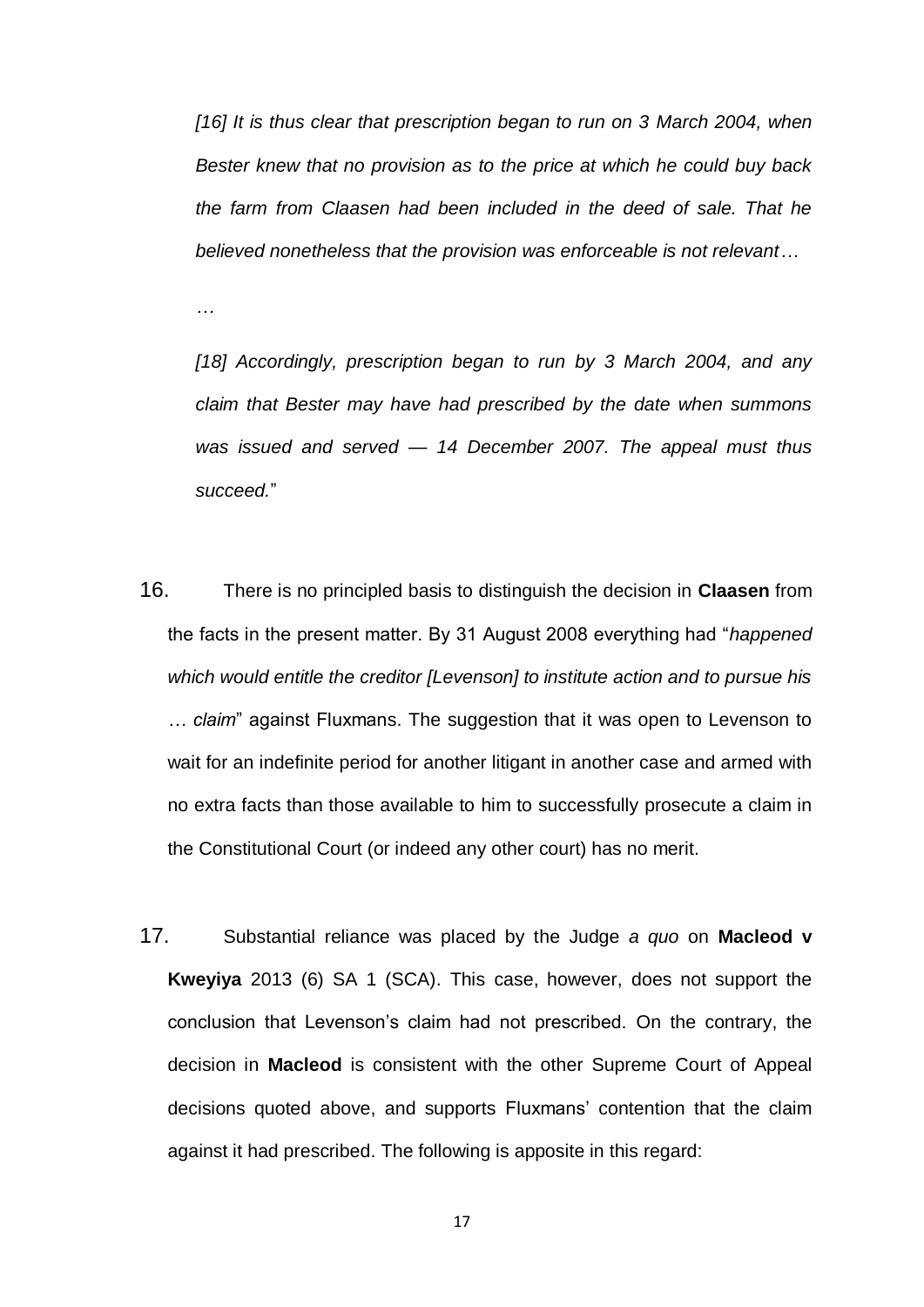*[16] It is thus clear that prescription began to run on 3 March 2004, when Bester knew that no provision as to the price at which he could buy back the farm from Claasen had been included in the deed of sale. That he believed nonetheless that the provision was enforceable is not relevant…*

*…*

*[18] Accordingly, prescription began to run by 3 March 2004, and any claim that Bester may have had prescribed by the date when summons was issued and served — 14 December 2007. The appeal must thus succeed.*"

16. There is no principled basis to distinguish the decision in **Claasen** from the facts in the present matter. By 31 August 2008 everything had "*happened which would entitle the creditor [Levenson] to institute action and to pursue his … claim*" against Fluxmans. The suggestion that it was open to Levenson to wait for an indefinite period for another litigant in another case and armed with no extra facts than those available to him to successfully prosecute a claim in the Constitutional Court (or indeed any other court) has no merit.

17. Substantial reliance was placed by the Judge *a quo* on **Macleod v Kweyiya** 2013 (6) SA 1 (SCA). This case, however, does not support the conclusion that Levenson's claim had not prescribed. On the contrary, the decision in **Macleod** is consistent with the other Supreme Court of Appeal decisions quoted above, and supports Fluxmans' contention that the claim against it had prescribed. The following is apposite in this regard: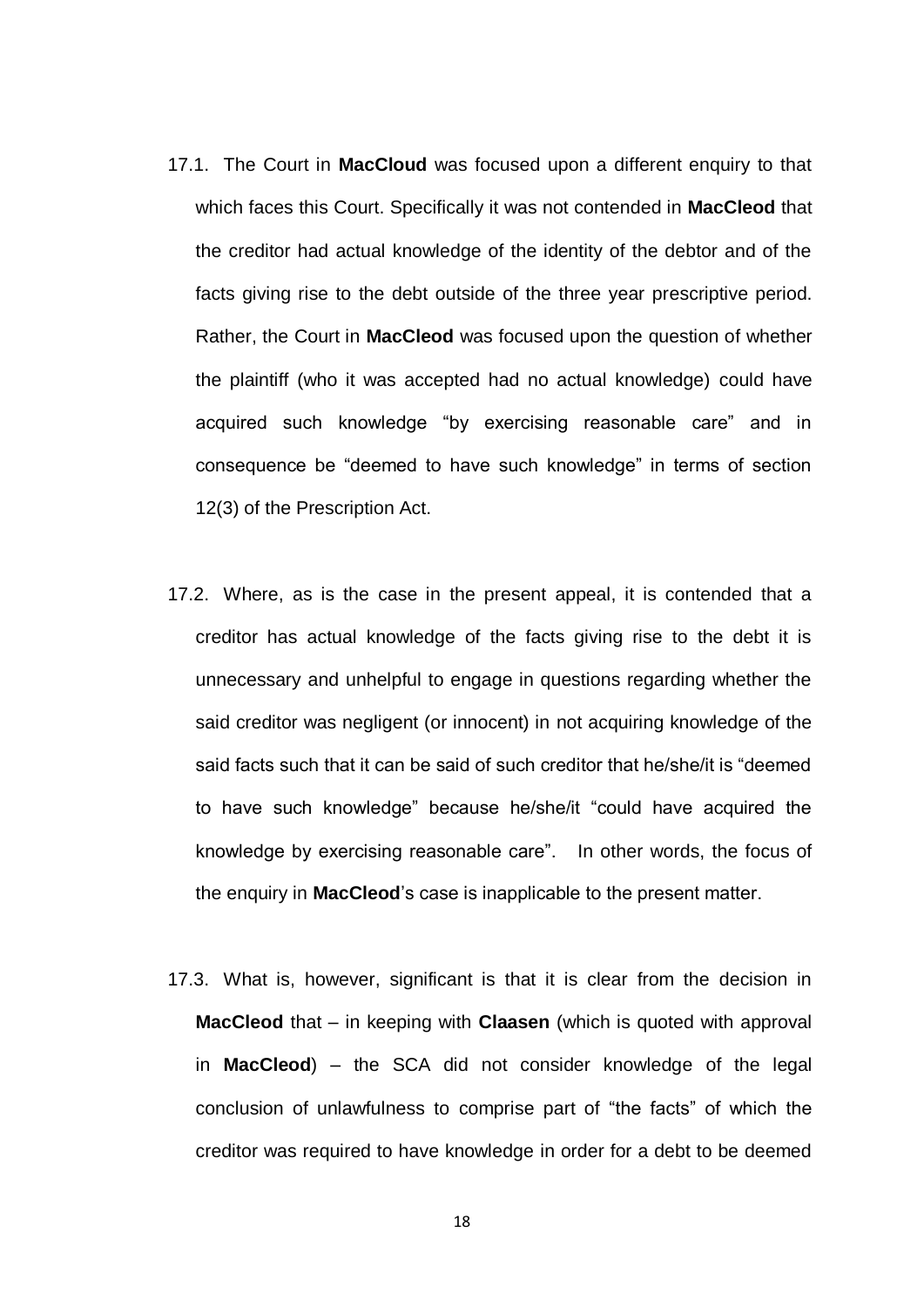17.1. The Court in **MacCloud** was focused upon a different enquiry to that which faces this Court. Specifically it was not contended in **MacCleod** that the creditor had actual knowledge of the identity of the debtor and of the facts giving rise to the debt outside of the three year prescriptive period. Rather, the Court in **MacCleod** was focused upon the question of whether the plaintiff (who it was accepted had no actual knowledge) could have acquired such knowledge "by exercising reasonable care" and in consequence be "deemed to have such knowledge" in terms of section 12(3) of the Prescription Act.

17.2. Where, as is the case in the present appeal, it is contended that a creditor has actual knowledge of the facts giving rise to the debt it is unnecessary and unhelpful to engage in questions regarding whether the said creditor was negligent (or innocent) in not acquiring knowledge of the said facts such that it can be said of such creditor that he/she/it is "deemed to have such knowledge" because he/she/it "could have acquired the knowledge by exercising reasonable care". In other words, the focus of the enquiry in **MacCleod**'s case is inapplicable to the present matter.

17.3. What is, however, significant is that it is clear from the decision in **MacCleod** that – in keeping with **Claasen** (which is quoted with approval in **MacCleod**) – the SCA did not consider knowledge of the legal conclusion of unlawfulness to comprise part of "the facts" of which the creditor was required to have knowledge in order for a debt to be deemed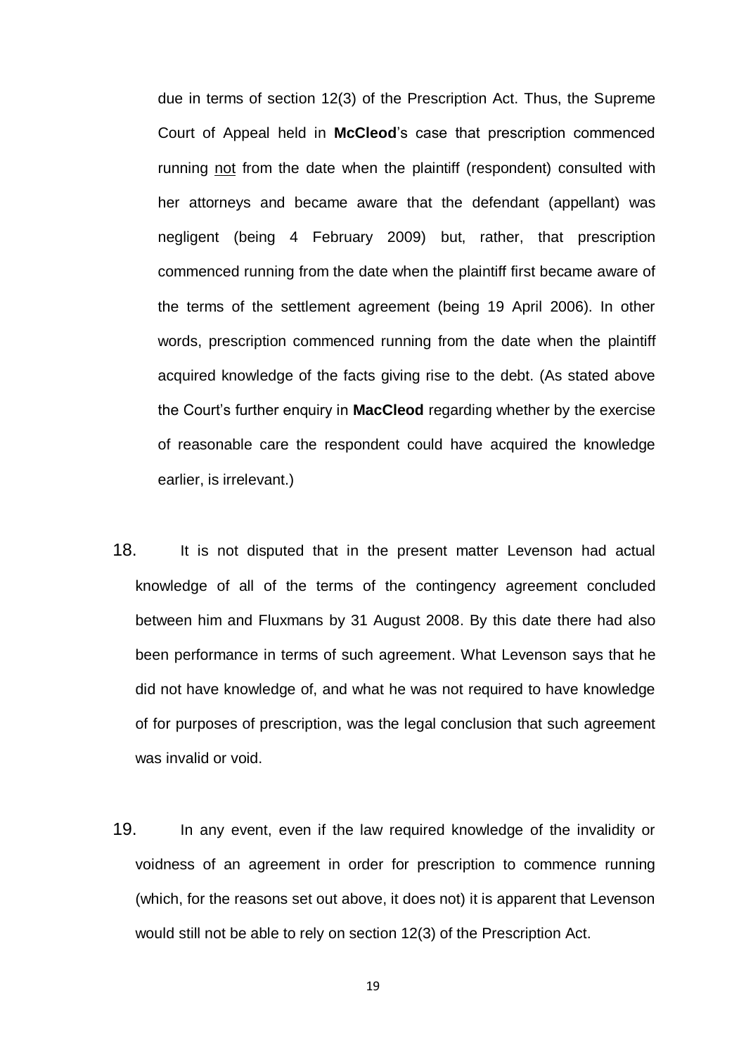due in terms of section 12(3) of the Prescription Act. Thus, the Supreme Court of Appeal held in **McCleod**'s case that prescription commenced running not from the date when the plaintiff (respondent) consulted with her attorneys and became aware that the defendant (appellant) was negligent (being 4 February 2009) but, rather, that prescription commenced running from the date when the plaintiff first became aware of the terms of the settlement agreement (being 19 April 2006). In other words, prescription commenced running from the date when the plaintiff acquired knowledge of the facts giving rise to the debt. (As stated above the Court's further enquiry in **MacCleod** regarding whether by the exercise of reasonable care the respondent could have acquired the knowledge earlier, is irrelevant.)

18. It is not disputed that in the present matter Levenson had actual knowledge of all of the terms of the contingency agreement concluded between him and Fluxmans by 31 August 2008. By this date there had also been performance in terms of such agreement. What Levenson says that he did not have knowledge of, and what he was not required to have knowledge of for purposes of prescription, was the legal conclusion that such agreement was invalid or void.

19. In any event, even if the law required knowledge of the invalidity or voidness of an agreement in order for prescription to commence running (which, for the reasons set out above, it does not) it is apparent that Levenson would still not be able to rely on section 12(3) of the Prescription Act.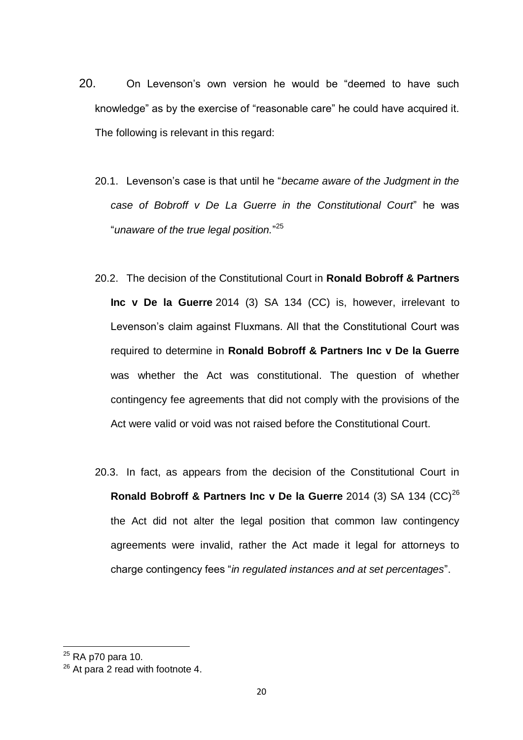20. On Levenson's own version he would be "deemed to have such knowledge" as by the exercise of "reasonable care" he could have acquired it. The following is relevant in this regard:

20.1. Levenson's case is that until he "*became aware of the Judgment in the case of Bobroff v De La Guerre in the Constitutional Court*" he was "*unaware of the true legal position.*"[25]

20.2. The decision of the Constitutional Court in **Ronald Bobroff & Partners Inc v De la Guerre** 2014 (3) SA 134 (CC) is, however, irrelevant to Levenson's claim against Fluxmans. All that the Constitutional Court was required to determine in **Ronald Bobroff & Partners Inc v De la Guerre** was whether the Act was constitutional. The question of whether contingency fee agreements that did not comply with the provisions of the Act were valid or void was not raised before the Constitutional Court.

20.3. In fact, as appears from the decision of the Constitutional Court in **Ronald Bobroff & Partners Inc v De la Guerre** 2014 (3) SA 134 (CC)[26] the Act did not alter the legal position that common law contingency agreements were invalid, rather the Act made it legal for attorneys to charge contingency fees "*in regulated instances and at set percentages*".

---

[25] RA p70 para 10.

[26] At para 2 read with footnote 4.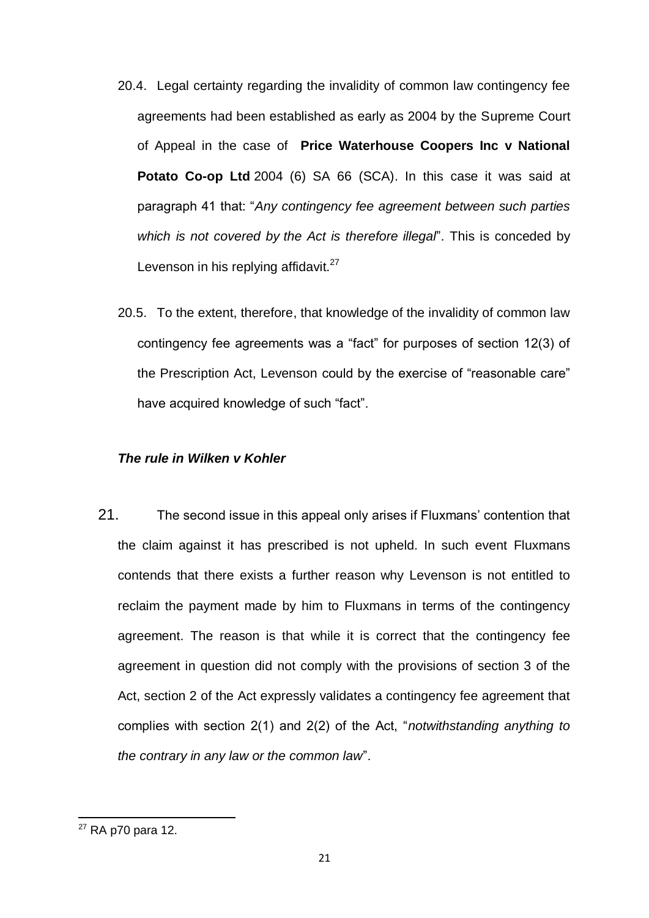20.4. Legal certainty regarding the invalidity of common law contingency fee agreements had been established as early as 2004 by the Supreme Court of Appeal in the case of **Price Waterhouse Coopers Inc v National Potato Co-op Ltd** 2004 (6) SA 66 (SCA). In this case it was said at paragraph 41 that: "*Any contingency fee agreement between such parties which is not covered by the Act is therefore illegal*". This is conceded by Levenson in his replying affidavit.[27]

20.5. To the extent, therefore, that knowledge of the invalidity of common law contingency fee agreements was a "fact" for purposes of section 12(3) of the Prescription Act, Levenson could by the exercise of "reasonable care" have acquired knowledge of such "fact".

***The rule in Wilken v Kohler***

21. The second issue in this appeal only arises if Fluxmans' contention that the claim against it has prescribed is not upheld. In such event Fluxmans contends that there exists a further reason why Levenson is not entitled to reclaim the payment made by him to Fluxmans in terms of the contingency agreement. The reason is that while it is correct that the contingency fee agreement in question did not comply with the provisions of section 3 of the Act, section 2 of the Act expressly validates a contingency fee agreement that complies with section 2(1) and 2(2) of the Act, "*notwithstanding anything to the contrary in any law or the common law*".

---

[27] RA p70 para 12.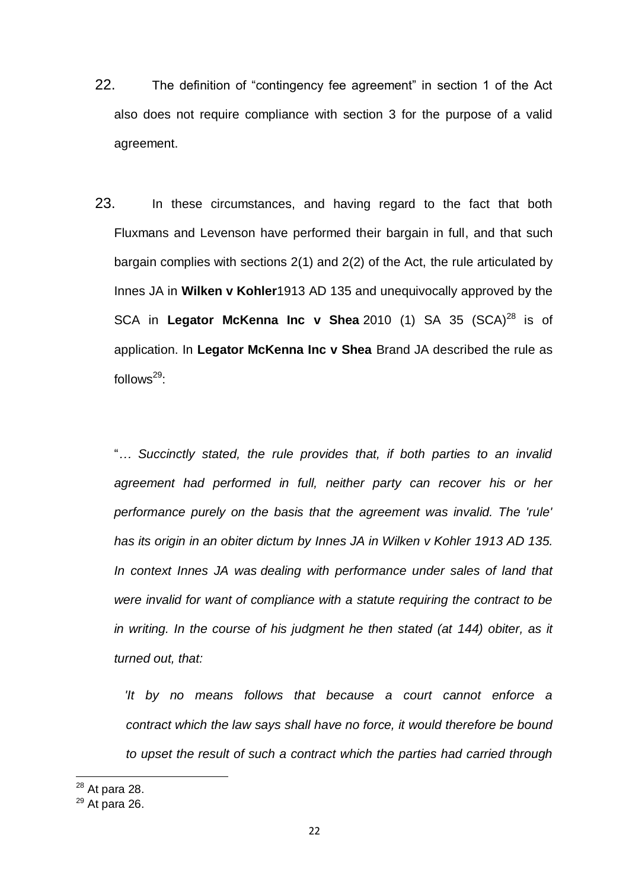22. The definition of "contingency fee agreement" in section 1 of the Act also does not require compliance with section 3 for the purpose of a valid agreement.

23. In these circumstances, and having regard to the fact that both Fluxmans and Levenson have performed their bargain in full, and that such bargain complies with sections 2(1) and 2(2) of the Act, the rule articulated by Innes JA in **Wilken v Kohler**1913 AD 135 and unequivocally approved by the SCA in **Legator McKenna Inc v Shea** 2010 (1) SA 35 (SCA)[28] is of application. In **Legator McKenna Inc v Shea** Brand JA described the rule as follows[29]:

> "*… Succinctly stated, the rule provides that, if both parties to an invalid agreement had performed in full, neither party can recover his or her performance purely on the basis that the agreement was invalid. The 'rule' has its origin in an obiter dictum by Innes JA in Wilken v Kohler 1913 AD 135. In context Innes JA was dealing with performance under sales of land that were invalid for want of compliance with a statute requiring the contract to be in writing. In the course of his judgment he then stated (at 144) obiter, as it turned out, that:*
>
> *'It by no means follows that because a court cannot enforce a contract which the law says shall have no force, it would therefore be bound to upset the result of such a contract which the parties had carried through*

[28] At para 28.

[29] At para 26.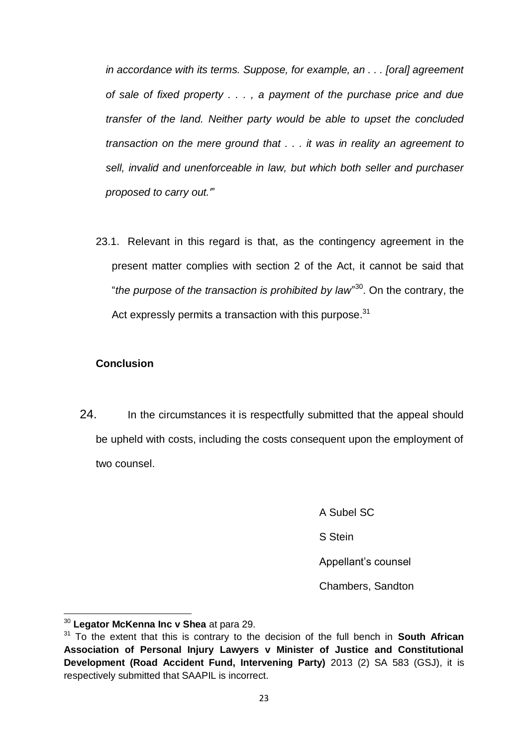*in accordance with its terms. Suppose, for example, an . . . [oral] agreement of sale of fixed property . . . , a payment of the purchase price and due transfer of the land. Neither party would be able to upset the concluded transaction on the mere ground that . . . it was in reality an agreement to sell, invalid and unenforceable in law, but which both seller and purchaser proposed to carry out.'*"

23.1. Relevant in this regard is that, as the contingency agreement in the present matter complies with section 2 of the Act, it cannot be said that "*the purpose of the transaction is prohibited by law*"[30]. On the contrary, the Act expressly permits a transaction with this purpose.[31]

**Conclusion**

24. In the circumstances it is respectfully submitted that the appeal should be upheld with costs, including the costs consequent upon the employment of two counsel.

A Subel SC

S Stein

Appellant's counsel

Chambers, Sandton

---

[30] **Legator McKenna Inc v Shea** at para 29.

[31] To the extent that this is contrary to the decision of the full bench in **South African Association of Personal Injury Lawyers v Minister of Justice and Constitutional Development (Road Accident Fund, Intervening Party)** 2013 (2) SA 583 (GSJ), it is respectively submitted that SAAPIL is incorrect.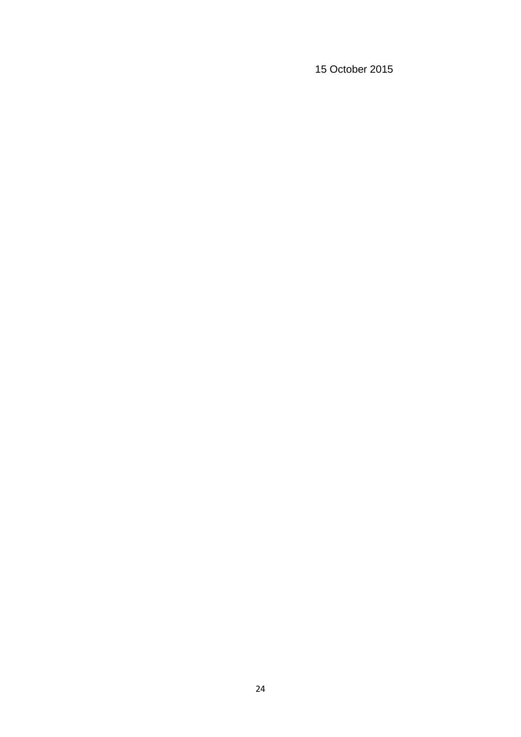15 October 2015